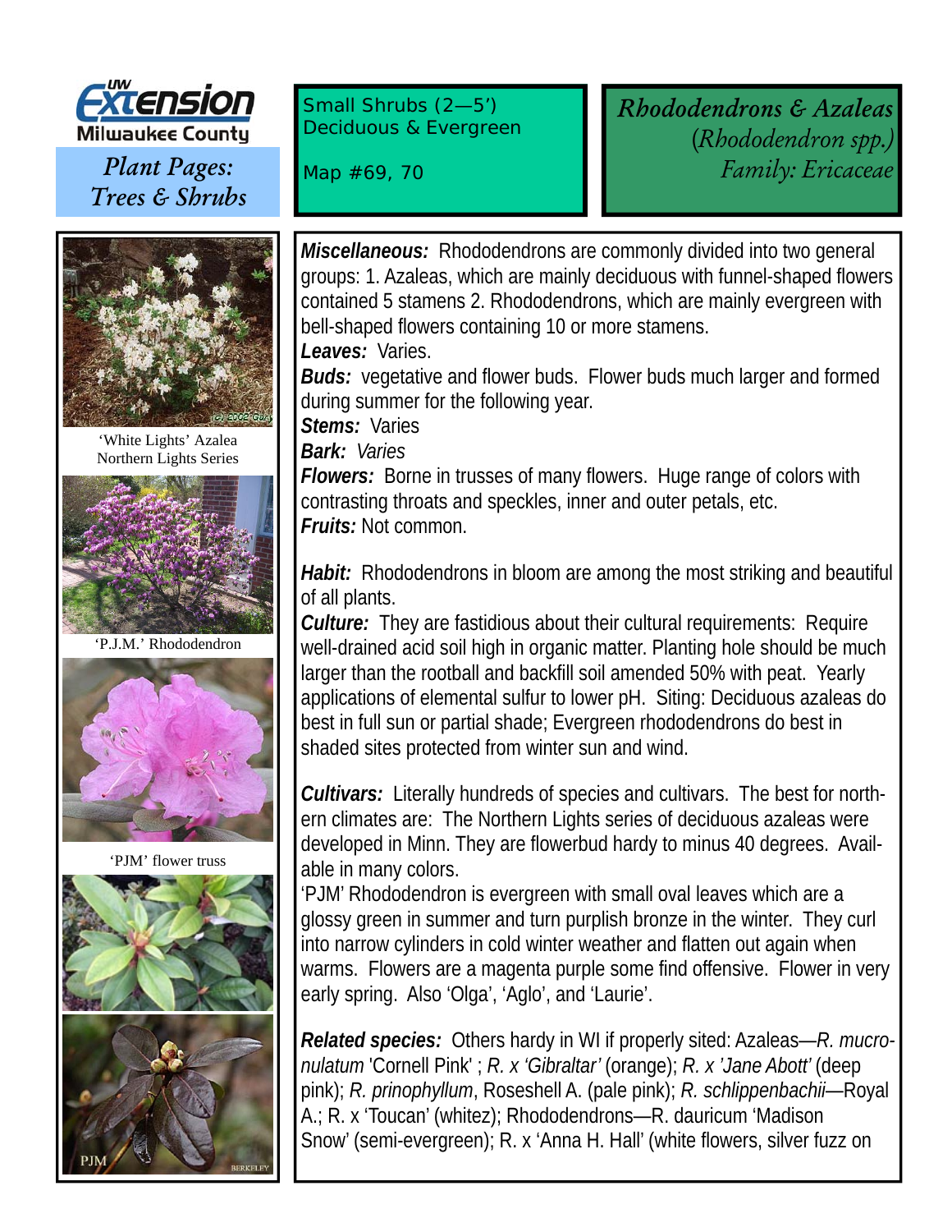UW Extension Milwaukee County

*Plant Pages: Trees & Shrubs*

Small Shrubs (2—5')
Deciduous & Evergreen

Map #69, 70

# *Rhododendrons & Azaleas*

*(Rhododendron spp.)*

*Family: Ericaceae*

'White Lights' Azalea
Northern Lights Series

'P.J.M.' Rhododendron

'PJM' flower truss

***Miscellaneous:*** Rhododendrons are commonly divided into two general groups: 1. Azaleas, which are mainly deciduous with funnel-shaped flowers contained 5 stamens 2. Rhododendrons, which are mainly evergreen with bell-shaped flowers containing 10 or more stamens.

***Leaves:*** Varies.

***Buds:*** vegetative and flower buds. Flower buds much larger and formed during summer for the following year.

***Stems:*** Varies

***Bark:*** *Varies*

***Flowers:*** Borne in trusses of many flowers. Huge range of colors with contrasting throats and speckles, inner and outer petals, etc.

***Fruits:*** Not common.

***Habit:*** Rhododendrons in bloom are among the most striking and beautiful of all plants.

***Culture:*** They are fastidious about their cultural requirements: Require well-drained acid soil high in organic matter. Planting hole should be much larger than the rootball and backfill soil amended 50% with peat. Yearly applications of elemental sulfur to lower pH. Siting: Deciduous azaleas do best in full sun or partial shade; Evergreen rhododendrons do best in shaded sites protected from winter sun and wind.

***Cultivars:*** Literally hundreds of species and cultivars. The best for northern climates are: The Northern Lights series of deciduous azaleas were developed in Minn. They are flowerbud hardy to minus 40 degrees. Available in many colors.

'PJM' Rhododendron is evergreen with small oval leaves which are a glossy green in summer and turn purplish bronze in the winter. They curl into narrow cylinders in cold winter weather and flatten out again when warms. Flowers are a magenta purple some find offensive. Flower in very early spring. Also 'Olga', 'Aglo', and 'Laurie'.

***Related species:*** Others hardy in WI if properly sited: Azaleas—*R. mucronulatum* 'Cornell Pink' ; *R. x 'Gibraltar'* (orange); *R. x 'Jane Abott'* (deep pink); *R. prinophyllum*, Roseshell A. (pale pink); *R. schlippenbachii*—Royal A.; R. x 'Toucan' (whitez); Rhododendrons—R. dauricum 'Madison Snow' (semi-evergreen); R. x 'Anna H. Hall' (white flowers, silver fuzz on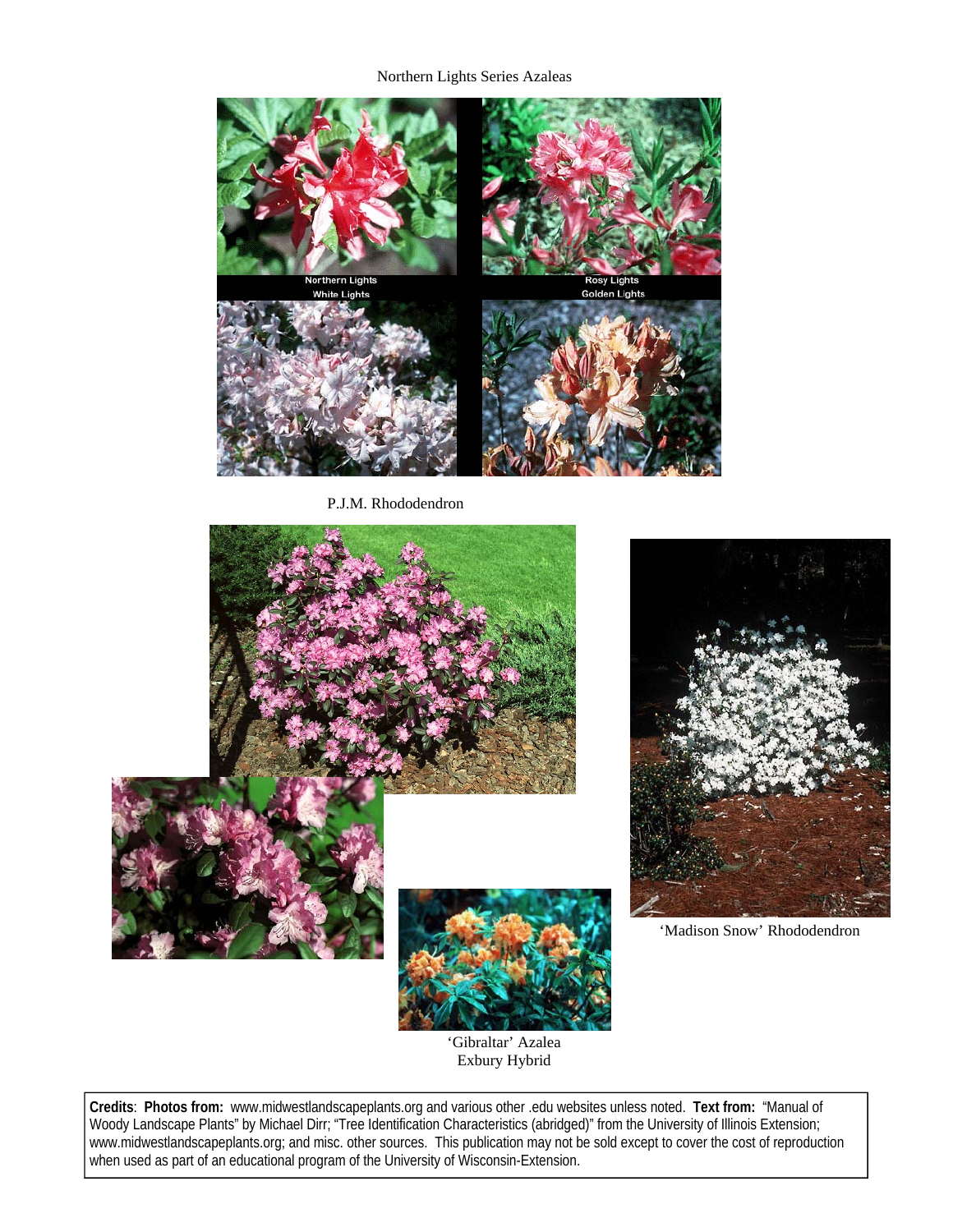Northern Lights Series Azaleas

Northern Lights

Rosy Lights

White Lights

Golden Lights

P.J.M. Rhododendron

'Madison Snow' Rhododendron

'Gibraltar' Azalea
Exbury Hybrid

**Credits**: **Photos from:** www.midwestlandscapeplants.org and various other .edu websites unless noted. **Text from:** "Manual of Woody Landscape Plants" by Michael Dirr; "Tree Identification Characteristics (abridged)" from the University of Illinois Extension; www.midwestlandscapeplants.org; and misc. other sources. This publication may not be sold except to cover the cost of reproduction when used as part of an educational program of the University of Wisconsin-Extension.